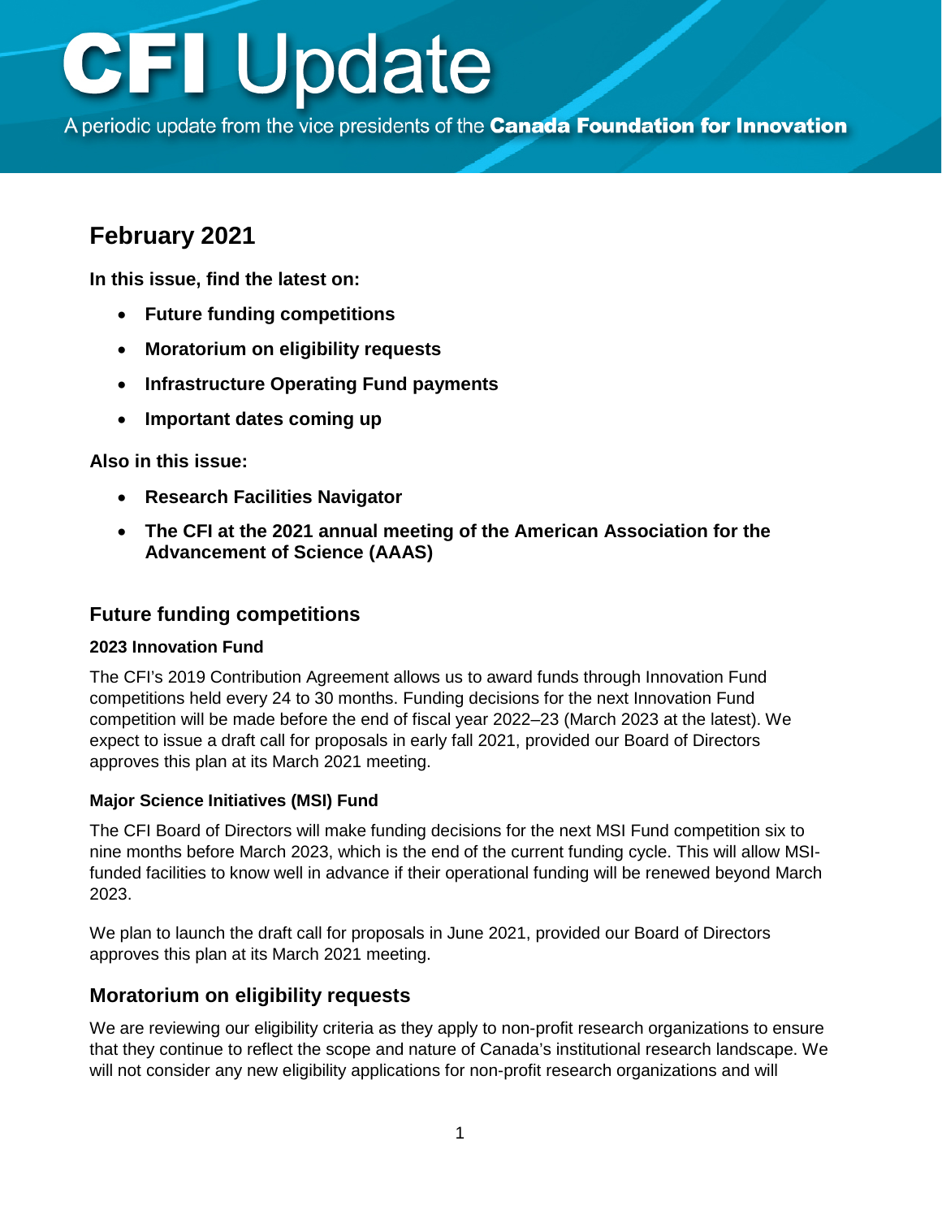# CFI Update

A periodic update from the vice presidents of the **Canada Foundation for Innovation**

## February 2021

**In this issue, find the latest on:**

- **Future funding competitions**
- **Moratorium on eligibility requests**
- **Infrastructure Operating Fund payments**
- **Important dates coming up**

**Also in this issue:**

- **Research Facilities Navigator**
- **The CFI at the 2021 annual meeting of the American Association for the Advancement of Science (AAAS)**

## Future funding competitions

### 2023 Innovation Fund

The CFI's 2019 Contribution Agreement allows us to award funds through Innovation Fund competitions held every 24 to 30 months. Funding decisions for the next Innovation Fund competition will be made before the end of fiscal year 2022–23 (March 2023 at the latest). We expect to issue a draft call for proposals in early fall 2021, provided our Board of Directors approves this plan at its March 2021 meeting.

### Major Science Initiatives (MSI) Fund

The CFI Board of Directors will make funding decisions for the next MSI Fund competition six to nine months before March 2023, which is the end of the current funding cycle. This will allow MSI-funded facilities to know well in advance if their operational funding will be renewed beyond March 2023.

We plan to launch the draft call for proposals in June 2021, provided our Board of Directors approves this plan at its March 2021 meeting.

## Moratorium on eligibility requests

We are reviewing our eligibility criteria as they apply to non-profit research organizations to ensure that they continue to reflect the scope and nature of Canada's institutional research landscape. We will not consider any new eligibility applications for non-profit research organizations and will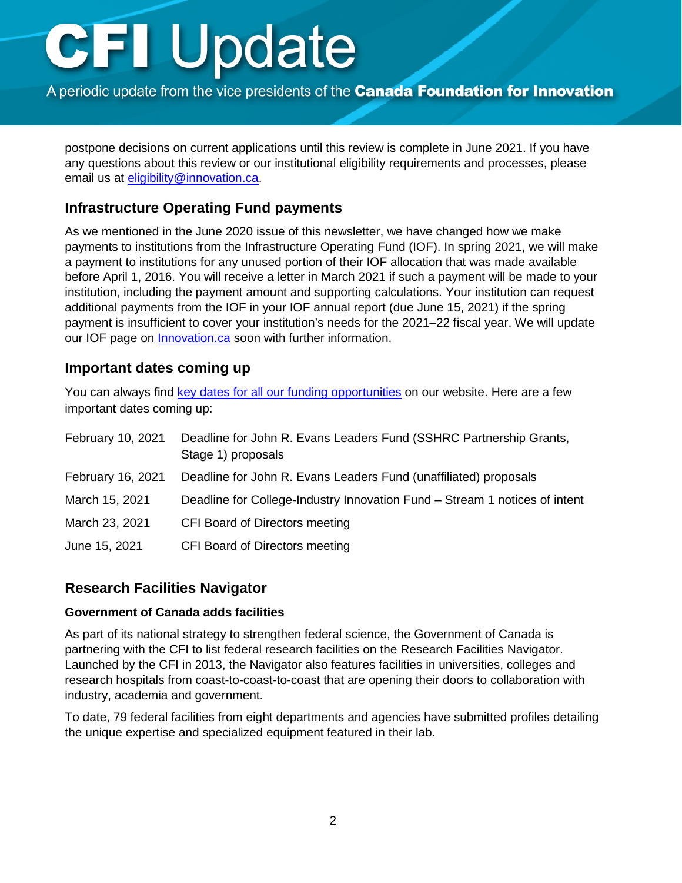postpone decisions on current applications until this review is complete in June 2021. If you have any questions about this review or our institutional eligibility requirements and processes, please email us at eligibility@innovation.ca.

## Infrastructure Operating Fund payments

As we mentioned in the June 2020 issue of this newsletter, we have changed how we make payments to institutions from the Infrastructure Operating Fund (IOF). In spring 2021, we will make a payment to institutions for any unused portion of their IOF allocation that was made available before April 1, 2016. You will receive a letter in March 2021 if such a payment will be made to your institution, including the payment amount and supporting calculations. Your institution can request additional payments from the IOF in your IOF annual report (due June 15, 2021) if the spring payment is insufficient to cover your institution's needs for the 2021–22 fiscal year. We will update our IOF page on Innovation.ca soon with further information.

## Important dates coming up

You can always find key dates for all our funding opportunities on our website. Here are a few important dates coming up:

| | |
|---|---|
| February 10, 2021 | Deadline for John R. Evans Leaders Fund (SSHRC Partnership Grants, Stage 1) proposals |
| February 16, 2021 | Deadline for John R. Evans Leaders Fund (unaffiliated) proposals |
| March 15, 2021 | Deadline for College-Industry Innovation Fund – Stream 1 notices of intent |
| March 23, 2021 | CFI Board of Directors meeting |
| June 15, 2021 | CFI Board of Directors meeting |

## Research Facilities Navigator

### Government of Canada adds facilities

As part of its national strategy to strengthen federal science, the Government of Canada is partnering with the CFI to list federal research facilities on the Research Facilities Navigator. Launched by the CFI in 2013, the Navigator also features facilities in universities, colleges and research hospitals from coast-to-coast-to-coast that are opening their doors to collaboration with industry, academia and government.

To date, 79 federal facilities from eight departments and agencies have submitted profiles detailing the unique expertise and specialized equipment featured in their lab.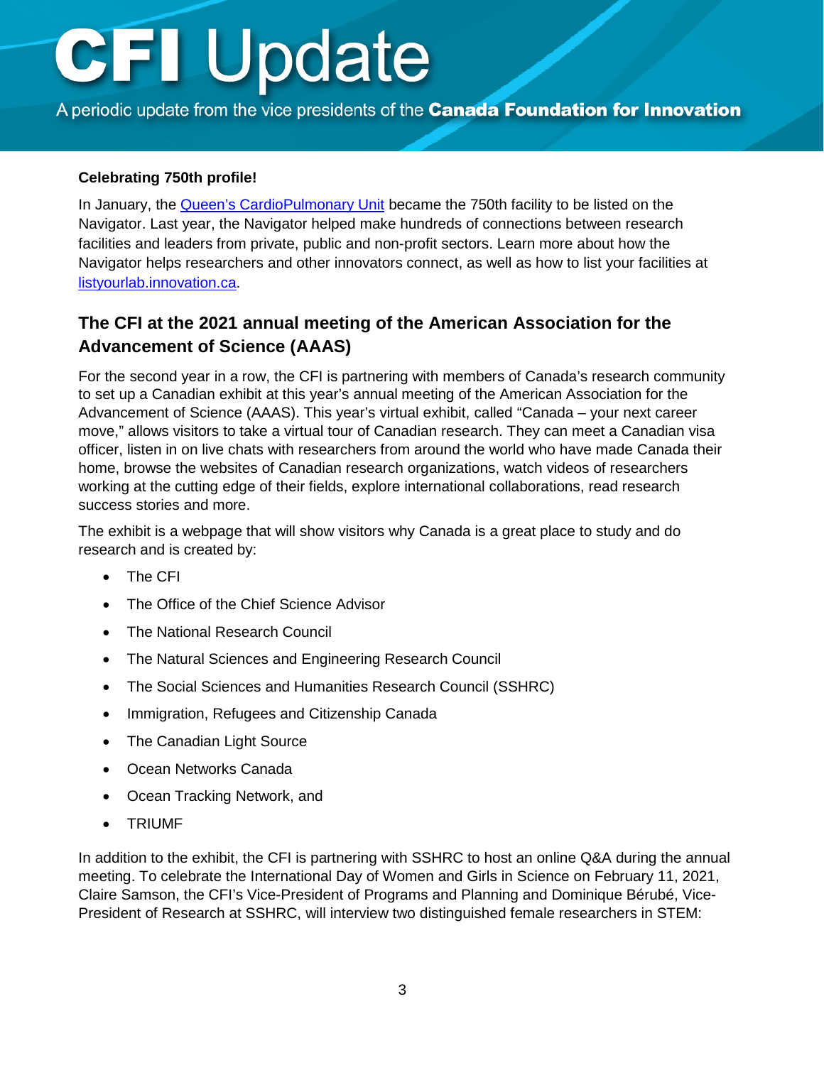**Celebrating 750th profile!**

In January, the [Queen's CardioPulmonary Unit](#) became the 750th facility to be listed on the Navigator. Last year, the Navigator helped make hundreds of connections between research facilities and leaders from private, public and non-profit sectors. Learn more about how the Navigator helps researchers and other innovators connect, as well as how to list your facilities at [listyourlab.innovation.ca](#).

## The CFI at the 2021 annual meeting of the American Association for the Advancement of Science (AAAS)

For the second year in a row, the CFI is partnering with members of Canada's research community to set up a Canadian exhibit at this year's annual meeting of the American Association for the Advancement of Science (AAAS). This year's virtual exhibit, called "Canada – your next career move," allows visitors to take a virtual tour of Canadian research. They can meet a Canadian visa officer, listen in on live chats with researchers from around the world who have made Canada their home, browse the websites of Canadian research organizations, watch videos of researchers working at the cutting edge of their fields, explore international collaborations, read research success stories and more.

The exhibit is a webpage that will show visitors why Canada is a great place to study and do research and is created by:

- The CFI
- The Office of the Chief Science Advisor
- The National Research Council
- The Natural Sciences and Engineering Research Council
- The Social Sciences and Humanities Research Council (SSHRC)
- Immigration, Refugees and Citizenship Canada
- The Canadian Light Source
- Ocean Networks Canada
- Ocean Tracking Network, and
- TRIUMF

In addition to the exhibit, the CFI is partnering with SSHRC to host an online Q&A during the annual meeting. To celebrate the International Day of Women and Girls in Science on February 11, 2021, Claire Samson, the CFI's Vice-President of Programs and Planning and Dominique Bérubé, Vice-President of Research at SSHRC, will interview two distinguished female researchers in STEM: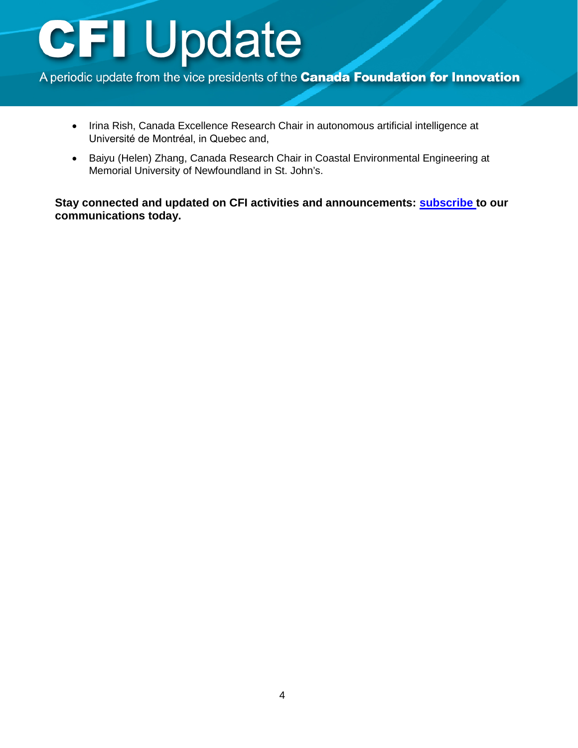- Irina Rish, Canada Excellence Research Chair in autonomous artificial intelligence at Université de Montréal, in Quebec and,
- Baiyu (Helen) Zhang, Canada Research Chair in Coastal Environmental Engineering at Memorial University of Newfoundland in St. John's.

**Stay connected and updated on CFI activities and announcements: subscribe to our communications today.**